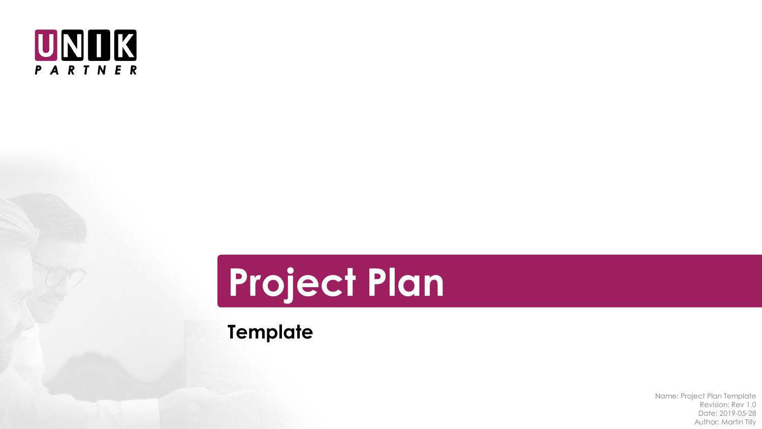UNIK PARTNER

# Project Plan

## Template

Name: Project Plan Template
Revision: Rev 1.0
Date: 2019-05-28
Author: Martin Tilly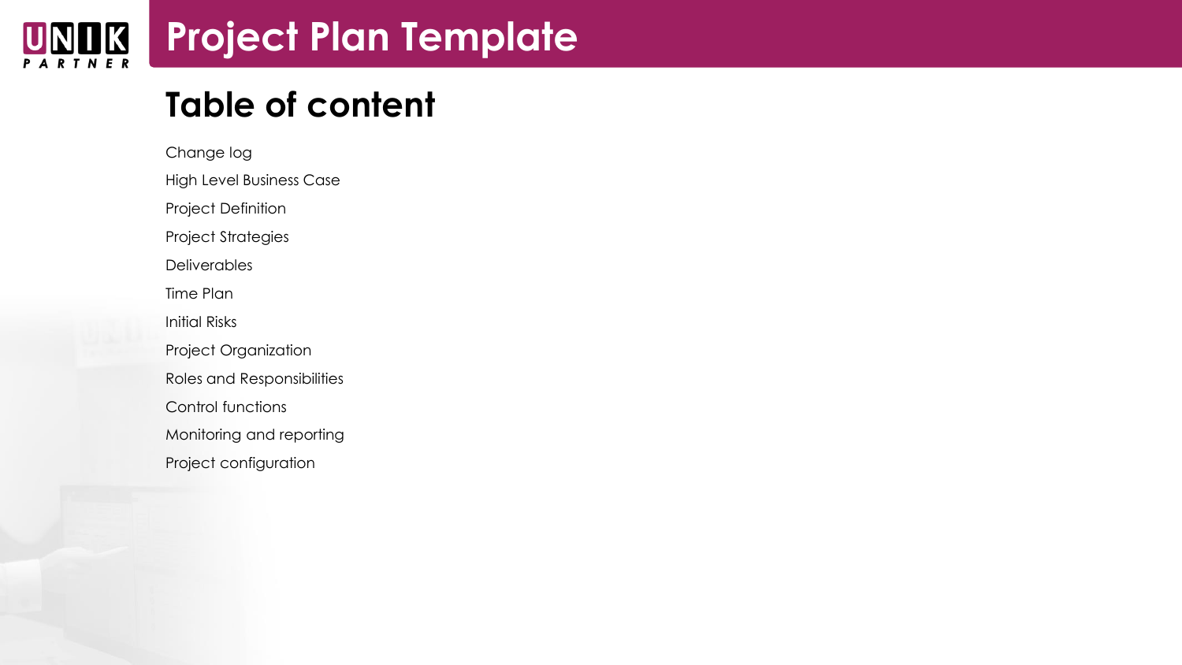# Project Plan Template

## Table of content

- Change log
- High Level Business Case
- Project Definition
- Project Strategies
- Deliverables
- Time Plan
- Initial Risks
- Project Organization
- Roles and Responsibilities
- Control functions
- Monitoring and reporting
- Project configuration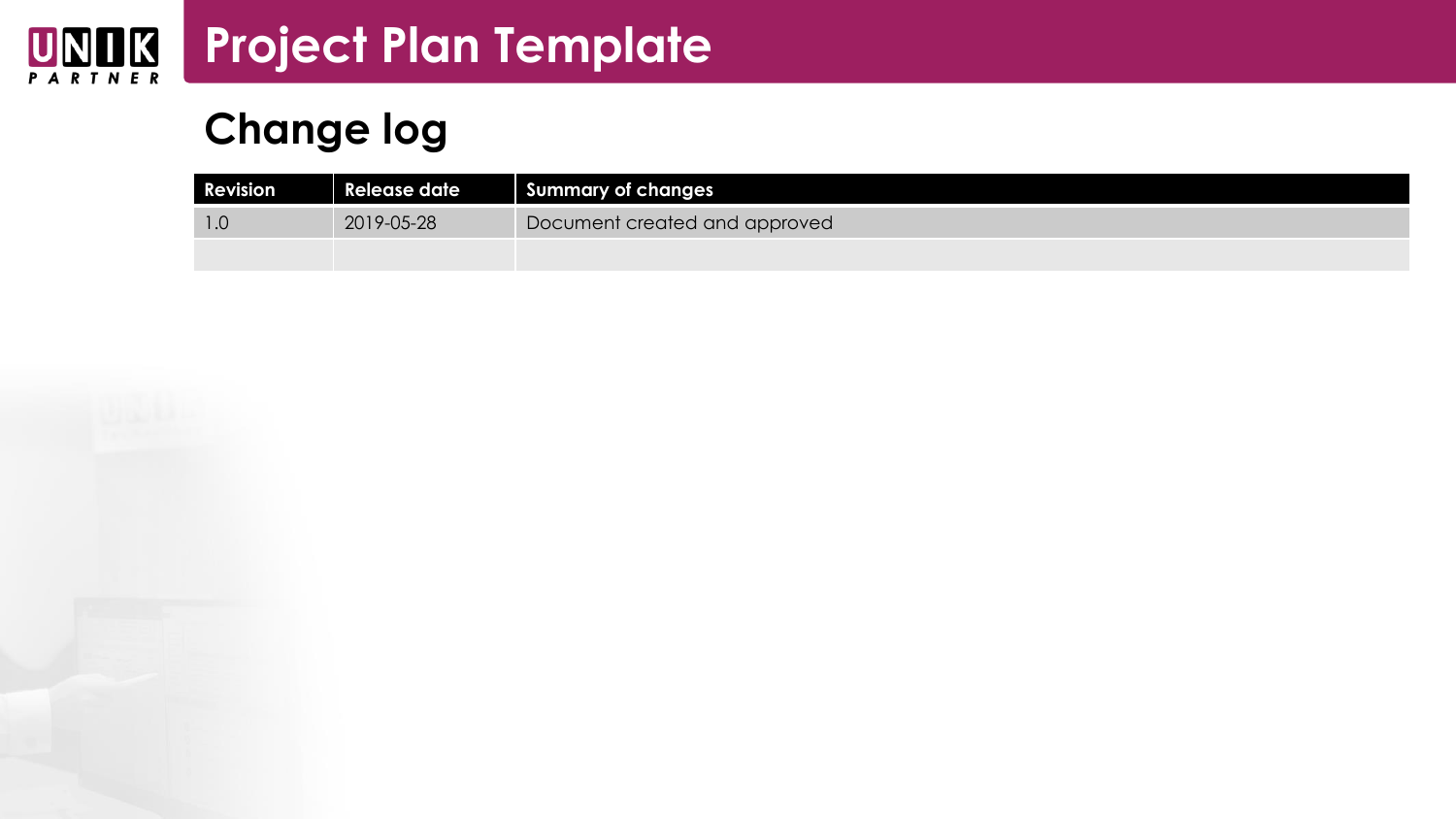# Project Plan Template

## Change log

| Revision | Release date | Summary of changes |
| --- | --- | --- |
| 1.0 | 2019-05-28 | Document created and approved |
| | | |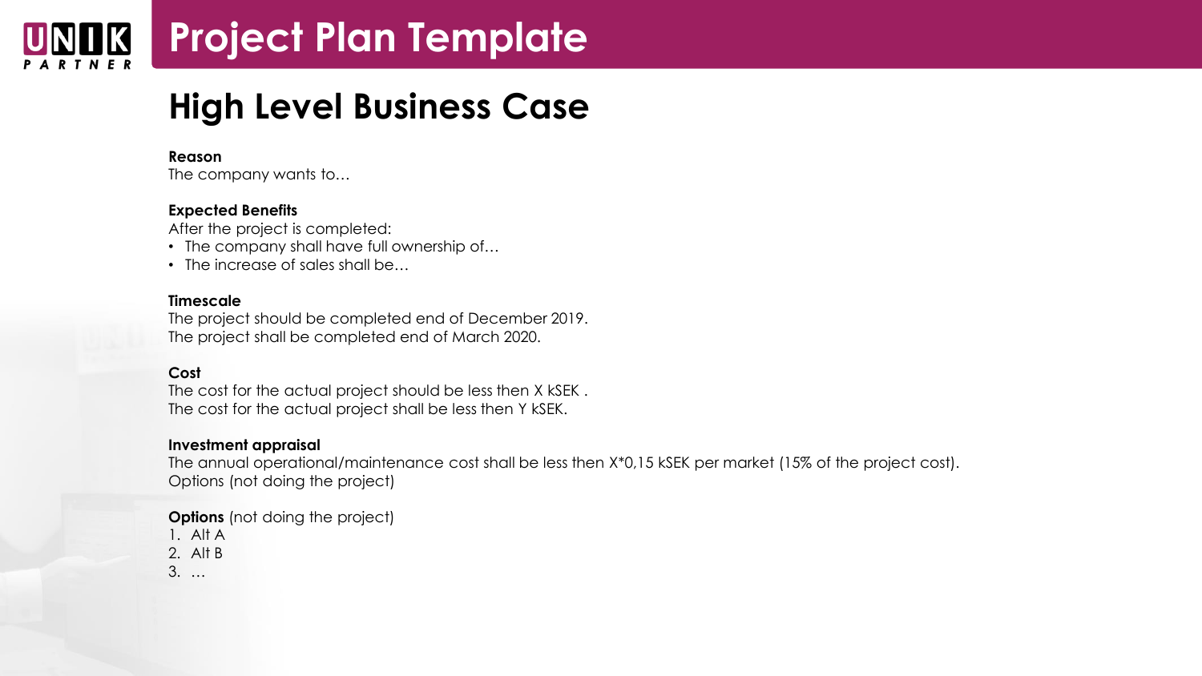# Project Plan Template

## High Level Business Case

**Reason**
The company wants to…

**Expected Benefits**
After the project is completed:

- The company shall have full ownership of…
- The increase of sales shall be…

**Timescale**
The project should be completed end of December 2019.
The project shall be completed end of March 2020.

**Cost**
The cost for the actual project should be less then X kSEK .
The cost for the actual project shall be less then Y kSEK.

**Investment appraisal**
The annual operational/maintenance cost shall be less then X*0,15 kSEK per market (15% of the project cost).
Options (not doing the project)

**Options** (not doing the project)

1. Alt A
2. Alt B
3. …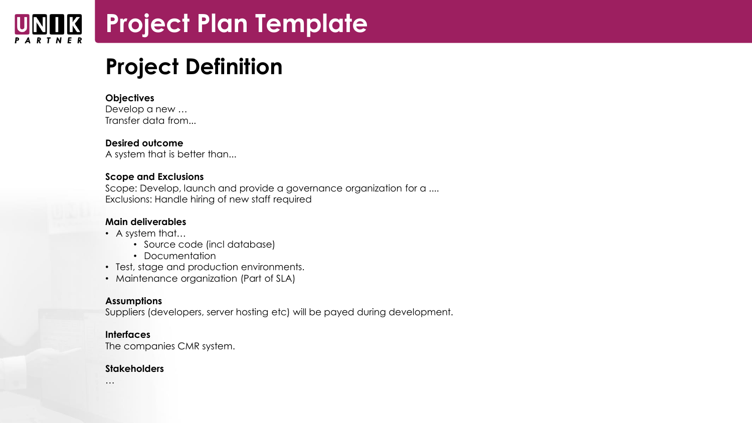# Project Plan Template

## Project Definition

**Objectives**
Develop a new …
Transfer data from...

**Desired outcome**
A system that is better than...

**Scope and Exclusions**
Scope: Develop, launch and provide a governance organization for a ....
Exclusions: Handle hiring of new staff required

**Main deliverables**

- A system that…
    - Source code (incl database)
    - Documentation
- Test, stage and production environments.
- Maintenance organization (Part of SLA)

**Assumptions**
Suppliers (developers, server hosting etc) will be payed during development.

**Interfaces**
The companies CMR system.

**Stakeholders**
…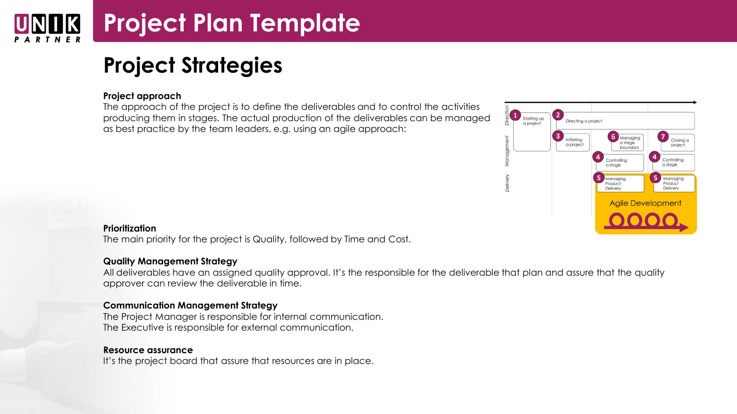# Project Plan Template

## Project Strategies

**Project approach**

The approach of the project is to define the deliverables and to control the activities producing them in stages. The actual production of the deliverables can be managed as best practice by the team leaders, e.g. using an agile approach:

**Prioritization**

The main priority for the project is Quality, followed by Time and Cost.

**Quality Management Strategy**

All deliverables have an assigned quality approval. It's the responsible for the deliverable that plan and assure that the quality approver can review the deliverable in time.

**Communication Management Strategy**

The Project Manager is responsible for internal communication.
The Executive is responsible for external communication.

**Resource assurance**

It's the project board that assure that resources are in place.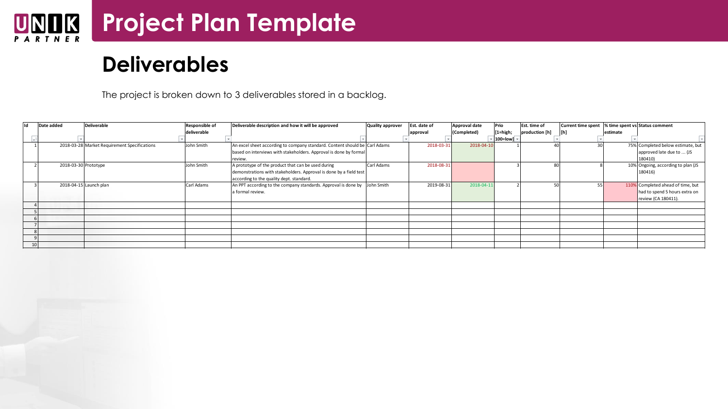# Project Plan Template

## Deliverables

The project is broken down to 3 deliverables stored in a backlog.

| Id | Date added | Deliverable | Responsible of deliverable | Deliverable description and how it will be approved | Quality approver | Est. date of approval | Approval date (Completed) | Prio [1=high; 100=low] | Est. time of production [h] | Current time spent [h] | % time spent vs estimate | Status comment |
|---|---|---|---|---|---|---|---|---|---|---|---|---|
| 1 | 2018-03-28 | Market Requirement Specifications | John Smith | An excel sheet according to company standard. Content should be based on interviews with stakeholders. Approval is done by formal review. | Carl Adams | 2018-03-31 | 2018-04-10 | 1 | 40 | 30 | 75% | Completed below estimate, but approved late due to ... (JS 180410) |
| 2 | 2018-03-30 | Prototype | John Smith | A prototype of the product that can be used during demonstrations with stakeholders. Approval is done by a field test according to the quality dept. standard. | Carl Adams | 2018-08-31 | | 3 | 80 | 8 | 10% | Ongoing, according to plan (JS 180416) |
| 3 | 2018-04-15 | Launch plan | Carl Adams | An PPT according to the company standards. Approval is done by a formal review. | John Smith | 2019-08-31 | 2018-04-11 | 2 | 50 | 55 | 110% | Completed ahead of time, but had to spend 5 hours extra on review (CA 180411). |
| 4 | | | | | | | | | | | | |
| 5 | | | | | | | | | | | | |
| 6 | | | | | | | | | | | | |
| 7 | | | | | | | | | | | | |
| 8 | | | | | | | | | | | | |
| 9 | | | | | | | | | | | | |
| 10 | | | | | | | | | | | | |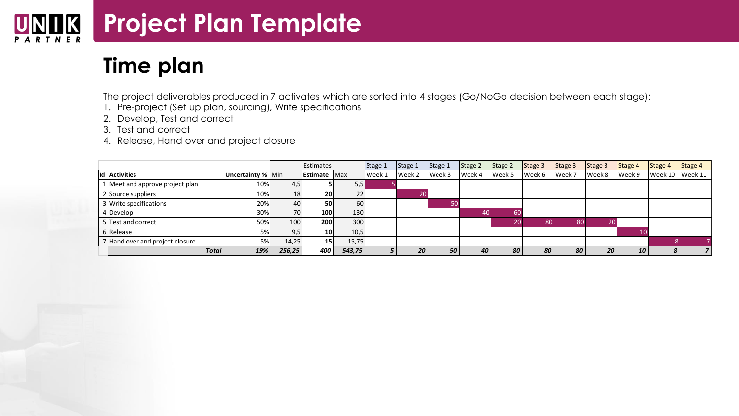# Project Plan Template

## Time plan

The project deliverables produced in 7 activates which are sorted into 4 stages (Go/NoGo decision between each stage):

1. Pre-project (Set up plan, sourcing), Write specifications
2. Develop, Test and correct
3. Test and correct
4. Release, Hand over and project closure

| | | | Estimates | | | Stage 1 | Stage 1 | Stage 1 | Stage 2 | Stage 2 | Stage 3 | Stage 3 | Stage 3 | Stage 4 | Stage 4 | Stage 4 |
|---|---|---|---|---|---|---|---|---|---|---|---|---|---|---|---|---|
| **Id** | **Activities** | **Uncertainty %** | Min | **Estimate** | Max | Week 1 | Week 2 | Week 3 | Week 4 | Week 5 | Week 6 | Week 7 | Week 8 | Week 9 | Week 10 | Week 11 |
| 1 | Meet and approve project plan | 10% | 4,5 | **5** | 5,5 | 5 | | | | | | | | | | |
| 2 | Source suppliers | 10% | 18 | **20** | 22 | | 20 | | | | | | | | | |
| 3 | Write specifications | 20% | 40 | **50** | 60 | | | 50 | | | | | | | | |
| 4 | Develop | 30% | 70 | **100** | 130 | | | | 40 | 60 | | | | | | |
| 5 | Test and correct | 50% | 100 | **200** | 300 | | | | | 20 | 80 | 80 | 20 | | | |
| 6 | Release | 5% | 9,5 | **10** | 10,5 | | | | | | | | | 10 | | |
| 7 | Hand over and project closure | 5% | 14,25 | **15** | 15,75 | | | | | | | | | | 8 | 7 |
| | ***Total*** | ***19%*** | ***256,25*** | ***400*** | ***543,75*** | ***5*** | ***20*** | ***50*** | ***40*** | ***80*** | ***80*** | ***80*** | ***20*** | ***10*** | ***8*** | ***7*** |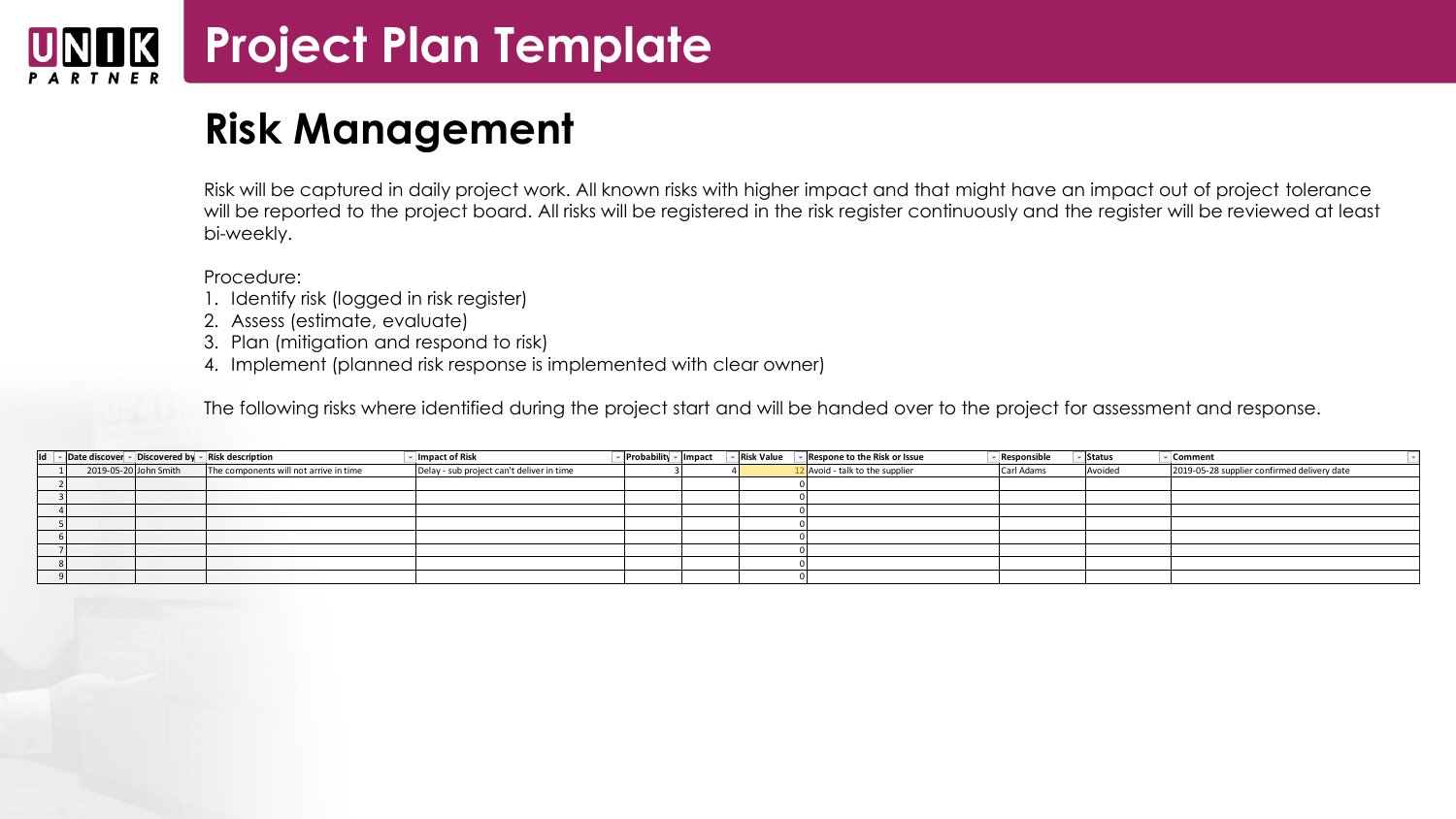# Project Plan Template

## Risk Management

Risk will be captured in daily project work. All known risks with higher impact and that might have an impact out of project tolerance will be reported to the project board. All risks will be registered in the risk register continuously and the register will be reviewed at least bi-weekly.

Procedure:

1. Identify risk (logged in risk register)
2. Assess (estimate, evaluate)
3. Plan (mitigation and respond to risk)
4. Implement (planned risk response is implemented with clear owner)

The following risks where identified during the project start and will be handed over to the project for assessment and response.

| Id | Date discover | Discovered by | Risk description | Impact of Risk | Probability | Impact | Risk Value | Respone to the Risk or Issue | Responsible | Status | Comment |
|---|---|---|---|---|---|---|---|---|---|---|---|
| 1 | 2019-05-20 | John Smith | The components will not arrive in time | Delay - sub project can't deliver in time | 3 | 4 | 12 | Avoid - talk to the supplier | Carl Adams | Avoided | 2019-05-28 supplier confirmed delivery date |
| 2 | | | | | | | 0 | | | | |
| 3 | | | | | | | 0 | | | | |
| 4 | | | | | | | 0 | | | | |
| 5 | | | | | | | 0 | | | | |
| 6 | | | | | | | 0 | | | | |
| 7 | | | | | | | 0 | | | | |
| 8 | | | | | | | 0 | | | | |
| 9 | | | | | | | 0 | | | | |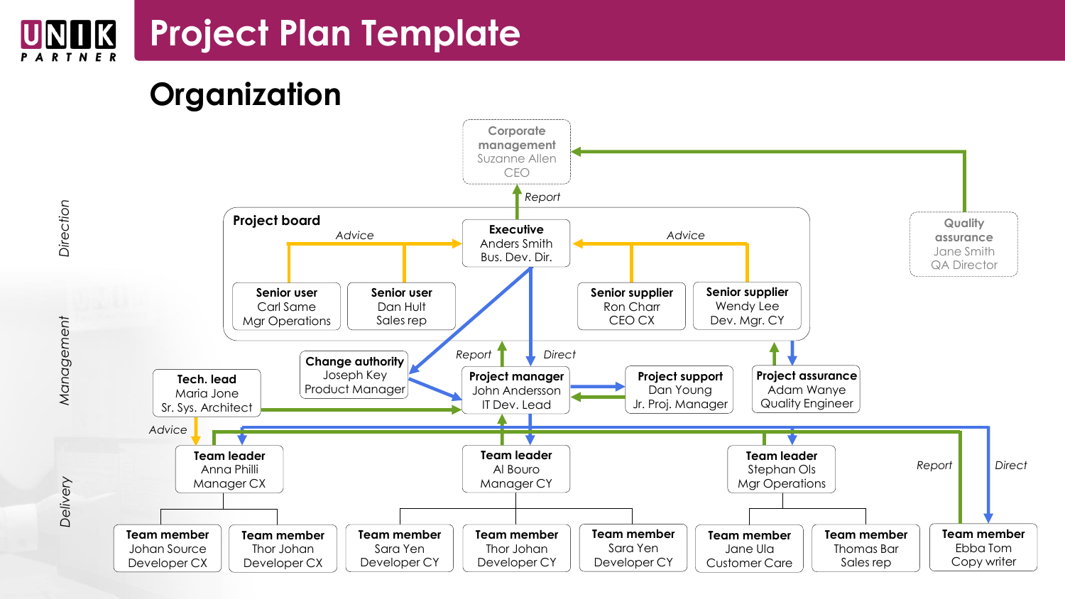# Project Plan Template

## Organization

*Direction*

**Corporate management**
Suzanne Allen
CEO

*Report*

**Project board**

**Executive**
Anders Smith
Bus. Dev. Dir.

*Advice*

**Senior user**
Carl Same
Mgr Operations

**Senior user**
Dan Hult
Sales rep

*Advice*

**Senior supplier**
Ron Charr
CEO CX

**Senior supplier**
Wendy Lee
Dev. Mgr. CY

**Quality assurance**
Jane Smith
QA Director

*Management*

**Change authority**
Joseph Key
Product Manager

*Report* *Direct*

**Project manager**
John Andersson
IT Dev. Lead

**Project support**
Dan Young
Jr. Proj. Manager

**Project assurance**
Adam Wanye
Quality Engineer

**Tech. lead**
Maria Jone
Sr. Sys. Architect

*Advice*

*Delivery*

**Team leader**
Anna Philli
Manager CX

**Team leader**
Al Bouro
Manager CY

**Team leader**
Stephan Ols
Mgr Operations

*Report* *Direct*

**Team member**
Johan Source
Developer CX

**Team member**
Thor Johan
Developer CX

**Team member**
Sara Yen
Developer CY

**Team member**
Thor Johan
Developer CY

**Team member**
Sara Yen
Developer CY

**Team member**
Jane Ula
Customer Care

**Team member**
Thomas Bar
Sales rep

**Team member**
Ebba Tom
Copy writer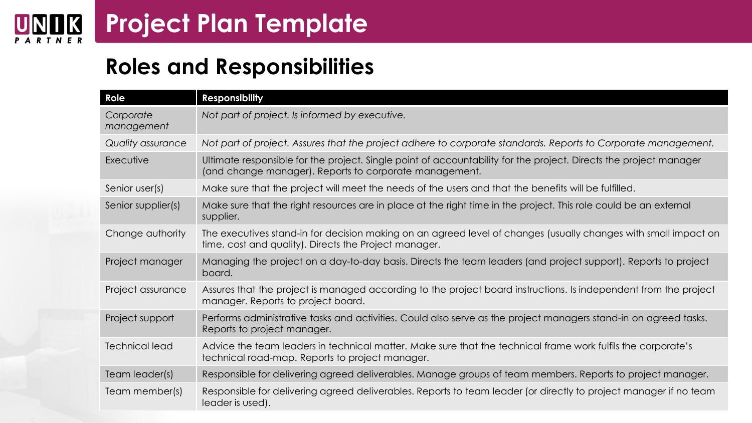# Project Plan Template

## Roles and Responsibilities

| Role | Responsibility |
|---|---|
| *Corporate management* | *Not part of project. Is informed by executive.* |
| *Quality assurance* | *Not part of project. Assures that the project adhere to corporate standards. Reports to Corporate management.* |
| Executive | Ultimate responsible for the project. Single point of accountability for the project. Directs the project manager (and change manager). Reports to corporate management. |
| Senior user(s) | Make sure that the project will meet the needs of the users and that the benefits will be fulfilled. |
| Senior supplier(s) | Make sure that the right resources are in place at the right time in the project. This role could be an external supplier. |
| Change authority | The executives stand-in for decision making on an agreed level of changes (usually changes with small impact on time, cost and quality). Directs the Project manager. |
| Project manager | Managing the project on a day-to-day basis. Directs the team leaders (and project support). Reports to project board. |
| Project assurance | Assures that the project is managed according to the project board instructions. Is independent from the project manager. Reports to project board. |
| Project support | Performs administrative tasks and activities. Could also serve as the project managers stand-in on agreed tasks. Reports to project manager. |
| Technical lead | Advice the team leaders in technical matter. Make sure that the technical frame work fulfils the corporate's technical road-map. Reports to project manager. |
| Team leader(s) | Responsible for delivering agreed deliverables. Manage groups of team members. Reports to project manager. |
| Team member(s) | Responsible for delivering agreed deliverables. Reports to team leader (or directly to project manager if no team leader is used). |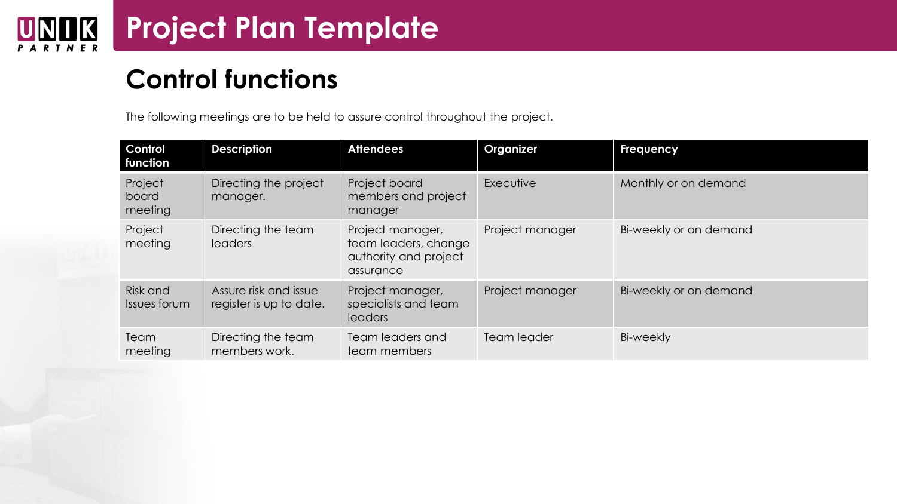# Project Plan Template

## Control functions

The following meetings are to be held to assure control throughout the project.

| Control function | Description | Attendees | Organizer | Frequency |
|---|---|---|---|---|
| Project board meeting | Directing the project manager. | Project board members and project manager | Executive | Monthly or on demand |
| Project meeting | Directing the team leaders | Project manager, team leaders, change authority and project assurance | Project manager | Bi-weekly or on demand |
| Risk and Issues forum | Assure risk and issue register is up to date. | Project manager, specialists and team leaders | Project manager | Bi-weekly or on demand |
| Team meeting | Directing the team members work. | Team leaders and team members | Team leader | Bi-weekly |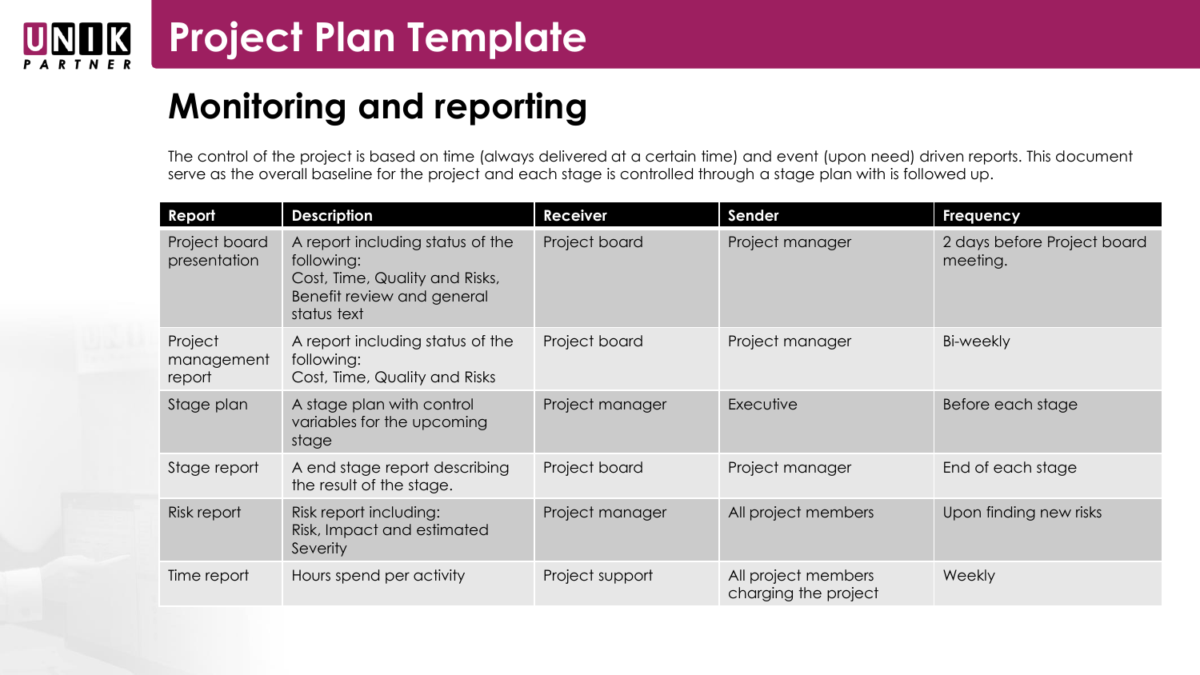# Project Plan Template

## Monitoring and reporting

The control of the project is based on time (always delivered at a certain time) and event (upon need) driven reports. This document serve as the overall baseline for the project and each stage is controlled through a stage plan with is followed up.

| Report | Description | Receiver | Sender | Frequency |
|---|---|---|---|---|
| Project board presentation | A report including status of the following: Cost, Time, Quality and Risks, Benefit review and general status text | Project board | Project manager | 2 days before Project board meeting. |
| Project management report | A report including status of the following: Cost, Time, Quality and Risks | Project board | Project manager | Bi-weekly |
| Stage plan | A stage plan with control variables for the upcoming stage | Project manager | Executive | Before each stage |
| Stage report | A end stage report describing the result of the stage. | Project board | Project manager | End of each stage |
| Risk report | Risk report including: Risk, Impact and estimated Severity | Project manager | All project members | Upon finding new risks |
| Time report | Hours spend per activity | Project support | All project members charging the project | Weekly |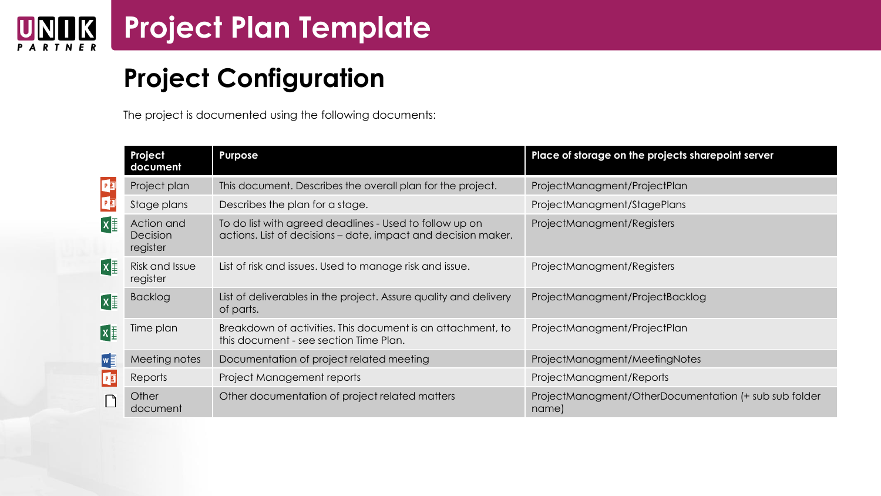# Project Plan Template

## Project Configuration

The project is documented using the following documents:

| Project document | Purpose | Place of storage on the projects sharepoint server |
|---|---|---|
| Project plan | This document. Describes the overall plan for the project. | ProjectManagment/ProjectPlan |
| Stage plans | Describes the plan for a stage. | ProjectManagment/StagePlans |
| Action and Decision register | To do list with agreed deadlines - Used to follow up on actions. List of decisions – date, impact and decision maker. | ProjectManagment/Registers |
| Risk and Issue register | List of risk and issues. Used to manage risk and issue. | ProjectManagment/Registers |
| Backlog | List of deliverables in the project. Assure quality and delivery of parts. | ProjectManagment/ProjectBacklog |
| Time plan | Breakdown of activities. This document is an attachment, to this document - see section Time Plan. | ProjectManagment/ProjectPlan |
| Meeting notes | Documentation of project related meeting | ProjectManagment/MeetingNotes |
| Reports | Project Management reports | ProjectManagment/Reports |
| Other document | Other documentation of project related matters | ProjectManagment/OtherDocumentation (+ sub sub folder name) |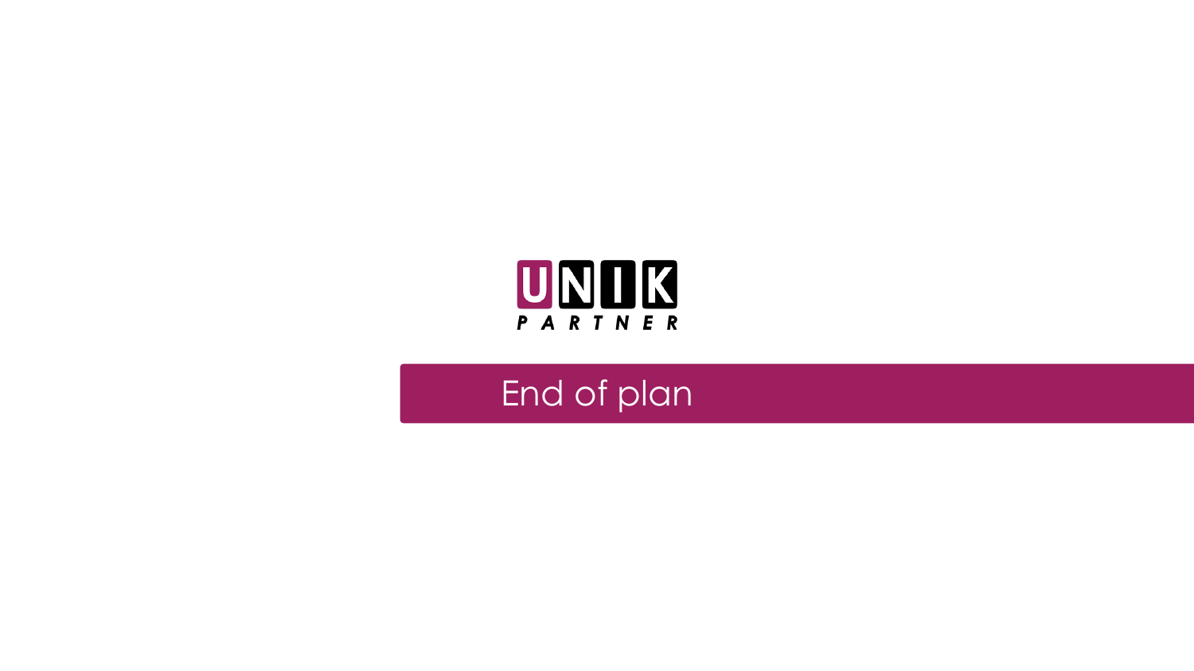UNIK PARTNER

# End of plan